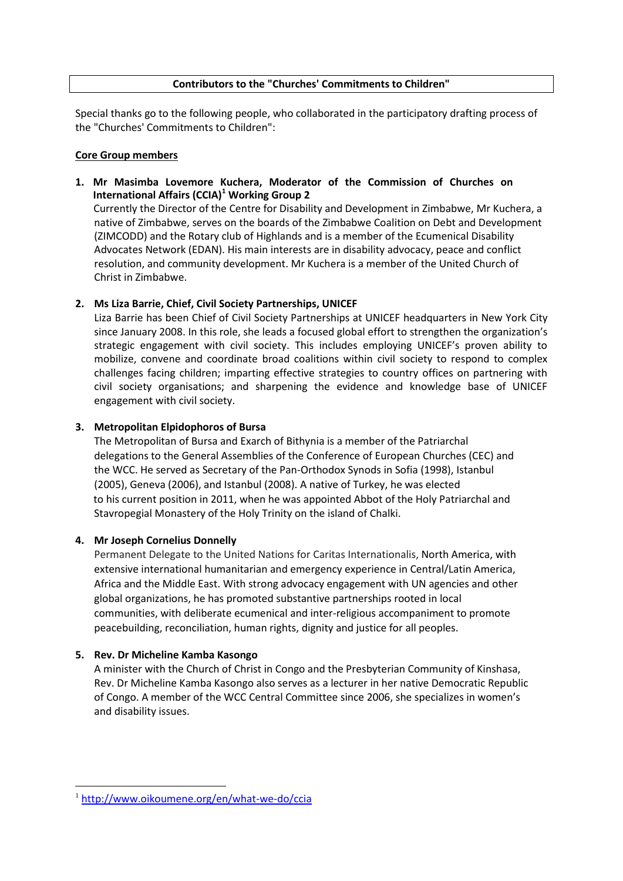## Contributors to the "Churches' Commitments to Children"

Special thanks go to the following people, who collaborated in the participatory drafting process of the "Churches' Commitments to Children":

**Core Group members**

1. **Mr Masimba Lovemore Kuchera, Moderator of the Commission of Churches on International Affairs (CCIA)[1] Working Group 2**
   Currently the Director of the Centre for Disability and Development in Zimbabwe, Mr Kuchera, a native of Zimbabwe, serves on the boards of the Zimbabwe Coalition on Debt and Development (ZIMCODD) and the Rotary club of Highlands and is a member of the Ecumenical Disability Advocates Network (EDAN). His main interests are in disability advocacy, peace and conflict resolution, and community development. Mr Kuchera is a member of the United Church of Christ in Zimbabwe.

2. **Ms Liza Barrie, Chief, Civil Society Partnerships, UNICEF**
   Liza Barrie has been Chief of Civil Society Partnerships at UNICEF headquarters in New York City since January 2008. In this role, she leads a focused global effort to strengthen the organization's strategic engagement with civil society. This includes employing UNICEF's proven ability to mobilize, convene and coordinate broad coalitions within civil society to respond to complex challenges facing children; imparting effective strategies to country offices on partnering with civil society organisations; and sharpening the evidence and knowledge base of UNICEF engagement with civil society.

3. **Metropolitan Elpidophoros of Bursa**
   The Metropolitan of Bursa and Exarch of Bithynia is a member of the Patriarchal delegations to the General Assemblies of the Conference of European Churches (CEC) and the WCC. He served as Secretary of the Pan-Orthodox Synods in Sofia (1998), Istanbul (2005), Geneva (2006), and Istanbul (2008). A native of Turkey, he was elected to his current position in 2011, when he was appointed Abbot of the Holy Patriarchal and Stavropegial Monastery of the Holy Trinity on the island of Chalki.

4. **Mr Joseph Cornelius Donnelly**
   Permanent Delegate to the United Nations for Caritas Internationalis, North America, with extensive international humanitarian and emergency experience in Central/Latin America, Africa and the Middle East. With strong advocacy engagement with UN agencies and other global organizations, he has promoted substantive partnerships rooted in local communities, with deliberate ecumenical and inter-religious accompaniment to promote peacebuilding, reconciliation, human rights, dignity and justice for all peoples.

5. **Rev. Dr Micheline Kamba Kasongo**
   A minister with the Church of Christ in Congo and the Presbyterian Community of Kinshasa, Rev. Dr Micheline Kamba Kasongo also serves as a lecturer in her native Democratic Republic of Congo. A member of the WCC Central Committee since 2006, she specializes in women's and disability issues.

---

[1] http://www.oikoumene.org/en/what-we-do/ccia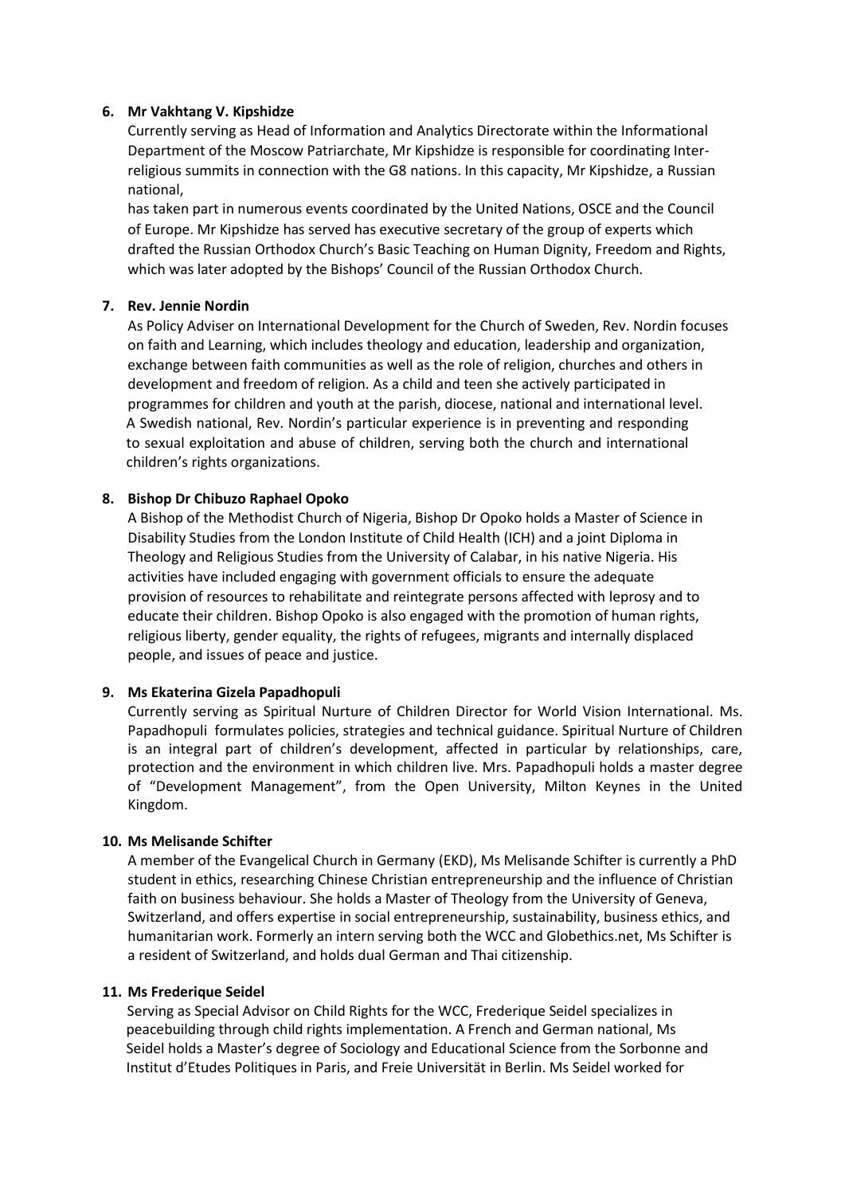6. **Mr Vakhtang V. Kipshidze**

   Currently serving as Head of Information and Analytics Directorate within the Informational Department of the Moscow Patriarchate, Mr Kipshidze is responsible for coordinating Inter-religious summits in connection with the G8 nations. In this capacity, Mr Kipshidze, a Russian national,

   has taken part in numerous events coordinated by the United Nations, OSCE and the Council of Europe. Mr Kipshidze has served has executive secretary of the group of experts which drafted the Russian Orthodox Church's Basic Teaching on Human Dignity, Freedom and Rights, which was later adopted by the Bishops' Council of the Russian Orthodox Church.

7. **Rev. Jennie Nordin**

   As Policy Adviser on International Development for the Church of Sweden, Rev. Nordin focuses on faith and Learning, which includes theology and education, leadership and organization, exchange between faith communities as well as the role of religion, churches and others in development and freedom of religion. As a child and teen she actively participated in programmes for children and youth at the parish, diocese, national and international level. A Swedish national, Rev. Nordin's particular experience is in preventing and responding to sexual exploitation and abuse of children, serving both the church and international children's rights organizations.

8. **Bishop Dr Chibuzo Raphael Opoko**

   A Bishop of the Methodist Church of Nigeria, Bishop Dr Opoko holds a Master of Science in Disability Studies from the London Institute of Child Health (ICH) and a joint Diploma in Theology and Religious Studies from the University of Calabar, in his native Nigeria. His activities have included engaging with government officials to ensure the adequate provision of resources to rehabilitate and reintegrate persons affected with leprosy and to educate their children. Bishop Opoko is also engaged with the promotion of human rights, religious liberty, gender equality, the rights of refugees, migrants and internally displaced people, and issues of peace and justice.

9. **Ms Ekaterina Gizela Papadhopuli**

   Currently serving as Spiritual Nurture of Children Director for World Vision International. Ms. Papadhopuli formulates policies, strategies and technical guidance. Spiritual Nurture of Children is an integral part of children's development, affected in particular by relationships, care, protection and the environment in which children live. Mrs. Papadhopuli holds a master degree of "Development Management", from the Open University, Milton Keynes in the United Kingdom.

10. **Ms Melisande Schifter**

    A member of the Evangelical Church in Germany (EKD), Ms Melisande Schifter is currently a PhD student in ethics, researching Chinese Christian entrepreneurship and the influence of Christian faith on business behaviour. She holds a Master of Theology from the University of Geneva, Switzerland, and offers expertise in social entrepreneurship, sustainability, business ethics, and humanitarian work. Formerly an intern serving both the WCC and Globethics.net, Ms Schifter is a resident of Switzerland, and holds dual German and Thai citizenship.

11. **Ms Frederique Seidel**

    Serving as Special Advisor on Child Rights for the WCC, Frederique Seidel specializes in peacebuilding through child rights implementation. A French and German national, Ms Seidel holds a Master's degree of Sociology and Educational Science from the Sorbonne and Institut d'Etudes Politiques in Paris, and Freie Universität in Berlin. Ms Seidel worked for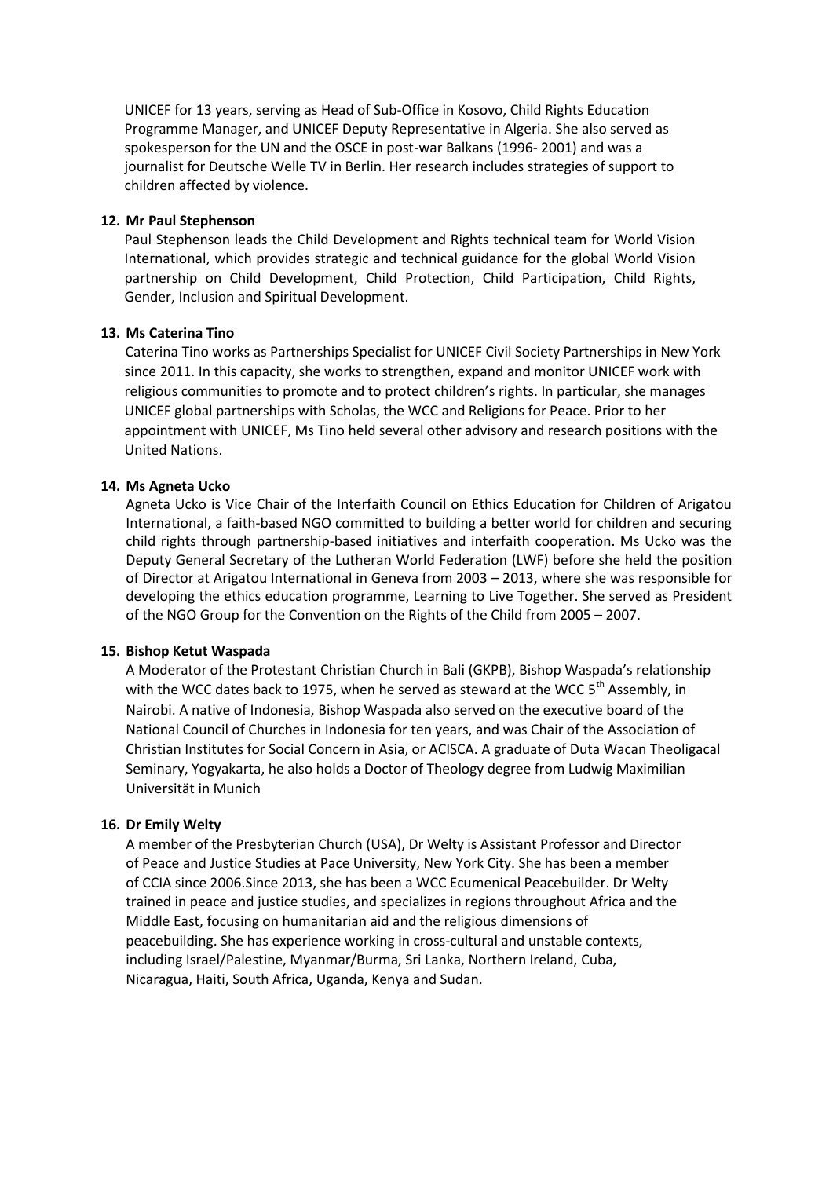UNICEF for 13 years, serving as Head of Sub-Office in Kosovo, Child Rights Education Programme Manager, and UNICEF Deputy Representative in Algeria. She also served as spokesperson for the UN and the OSCE in post-war Balkans (1996- 2001) and was a journalist for Deutsche Welle TV in Berlin. Her research includes strategies of support to children affected by violence.

**12. Mr Paul Stephenson**

Paul Stephenson leads the Child Development and Rights technical team for World Vision International, which provides strategic and technical guidance for the global World Vision partnership on Child Development, Child Protection, Child Participation, Child Rights, Gender, Inclusion and Spiritual Development.

**13. Ms Caterina Tino**

Caterina Tino works as Partnerships Specialist for UNICEF Civil Society Partnerships in New York since 2011. In this capacity, she works to strengthen, expand and monitor UNICEF work with religious communities to promote and to protect children's rights. In particular, she manages UNICEF global partnerships with Scholas, the WCC and Religions for Peace. Prior to her appointment with UNICEF, Ms Tino held several other advisory and research positions with the United Nations.

**14. Ms Agneta Ucko**

Agneta Ucko is Vice Chair of the Interfaith Council on Ethics Education for Children of Arigatou International, a faith-based NGO committed to building a better world for children and securing child rights through partnership-based initiatives and interfaith cooperation. Ms Ucko was the Deputy General Secretary of the Lutheran World Federation (LWF) before she held the position of Director at Arigatou International in Geneva from 2003 – 2013, where she was responsible for developing the ethics education programme, Learning to Live Together. She served as President of the NGO Group for the Convention on the Rights of the Child from 2005 – 2007.

**15. Bishop Ketut Waspada**

A Moderator of the Protestant Christian Church in Bali (GKPB), Bishop Waspada's relationship with the WCC dates back to 1975, when he served as steward at the WCC 5th Assembly, in Nairobi. A native of Indonesia, Bishop Waspada also served on the executive board of the National Council of Churches in Indonesia for ten years, and was Chair of the Association of Christian Institutes for Social Concern in Asia, or ACISCA. A graduate of Duta Wacan Theoligacal Seminary, Yogyakarta, he also holds a Doctor of Theology degree from Ludwig Maximilian Universität in Munich

**16. Dr Emily Welty**

A member of the Presbyterian Church (USA), Dr Welty is Assistant Professor and Director of Peace and Justice Studies at Pace University, New York City. She has been a member of CCIA since 2006.Since 2013, she has been a WCC Ecumenical Peacebuilder. Dr Welty trained in peace and justice studies, and specializes in regions throughout Africa and the Middle East, focusing on humanitarian aid and the religious dimensions of peacebuilding. She has experience working in cross-cultural and unstable contexts, including Israel/Palestine, Myanmar/Burma, Sri Lanka, Northern Ireland, Cuba, Nicaragua, Haiti, South Africa, Uganda, Kenya and Sudan.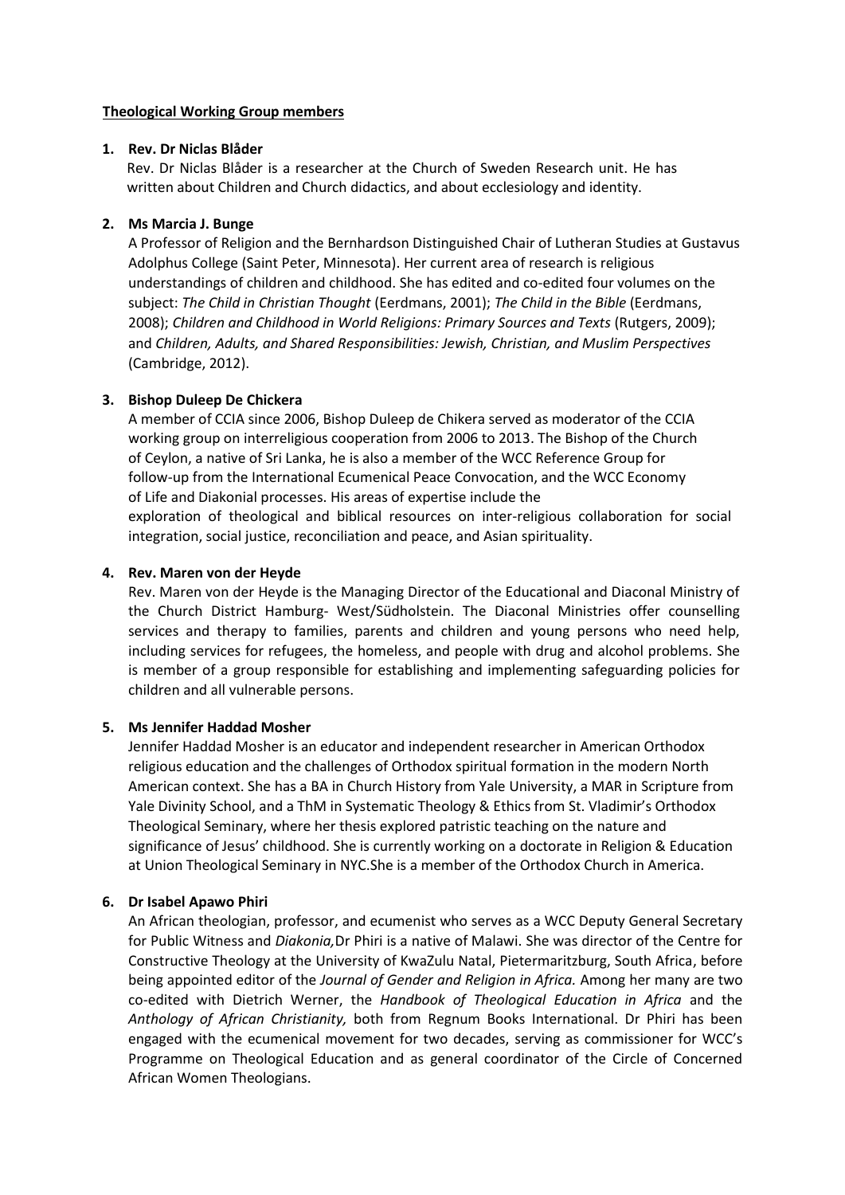**Theological Working Group members**

1. **Rev. Dr Niclas Blåder**

   Rev. Dr Niclas Blåder is a researcher at the Church of Sweden Research unit. He has written about Children and Church didactics, and about ecclesiology and identity.

2. **Ms Marcia J. Bunge**

   A Professor of Religion and the Bernhardson Distinguished Chair of Lutheran Studies at Gustavus Adolphus College (Saint Peter, Minnesota). Her current area of research is religious understandings of children and childhood. She has edited and co-edited four volumes on the subject: *The Child in Christian Thought* (Eerdmans, 2001); *The Child in the Bible* (Eerdmans, 2008); *Children and Childhood in World Religions: Primary Sources and Texts* (Rutgers, 2009); and *Children, Adults, and Shared Responsibilities: Jewish, Christian, and Muslim Perspectives* (Cambridge, 2012).

3. **Bishop Duleep De Chickera**

   A member of CCIA since 2006, Bishop Duleep de Chikera served as moderator of the CCIA working group on interreligious cooperation from 2006 to 2013. The Bishop of the Church of Ceylon, a native of Sri Lanka, he is also a member of the WCC Reference Group for follow-up from the International Ecumenical Peace Convocation, and the WCC Economy of Life and Diakonial processes. His areas of expertise include the exploration of theological and biblical resources on inter-religious collaboration for social integration, social justice, reconciliation and peace, and Asian spirituality.

4. **Rev. Maren von der Heyde**

   Rev. Maren von der Heyde is the Managing Director of the Educational and Diaconal Ministry of the Church District Hamburg- West/Südholstein. The Diaconal Ministries offer counselling services and therapy to families, parents and children and young persons who need help, including services for refugees, the homeless, and people with drug and alcohol problems. She is member of a group responsible for establishing and implementing safeguarding policies for children and all vulnerable persons.

5. **Ms Jennifer Haddad Mosher**

   Jennifer Haddad Mosher is an educator and independent researcher in American Orthodox religious education and the challenges of Orthodox spiritual formation in the modern North American context. She has a BA in Church History from Yale University, a MAR in Scripture from Yale Divinity School, and a ThM in Systematic Theology & Ethics from St. Vladimir's Orthodox Theological Seminary, where her thesis explored patristic teaching on the nature and significance of Jesus' childhood. She is currently working on a doctorate in Religion & Education at Union Theological Seminary in NYC.She is a member of the Orthodox Church in America.

6. **Dr Isabel Apawo Phiri**

   An African theologian, professor, and ecumenist who serves as a WCC Deputy General Secretary for Public Witness and *Diakonia,*Dr Phiri is a native of Malawi. She was director of the Centre for Constructive Theology at the University of KwaZulu Natal, Pietermaritzburg, South Africa, before being appointed editor of the *Journal of Gender and Religion in Africa.* Among her many are two co-edited with Dietrich Werner, the *Handbook of Theological Education in Africa* and the *Anthology of African Christianity,* both from Regnum Books International. Dr Phiri has been engaged with the ecumenical movement for two decades, serving as commissioner for WCC's Programme on Theological Education and as general coordinator of the Circle of Concerned African Women Theologians.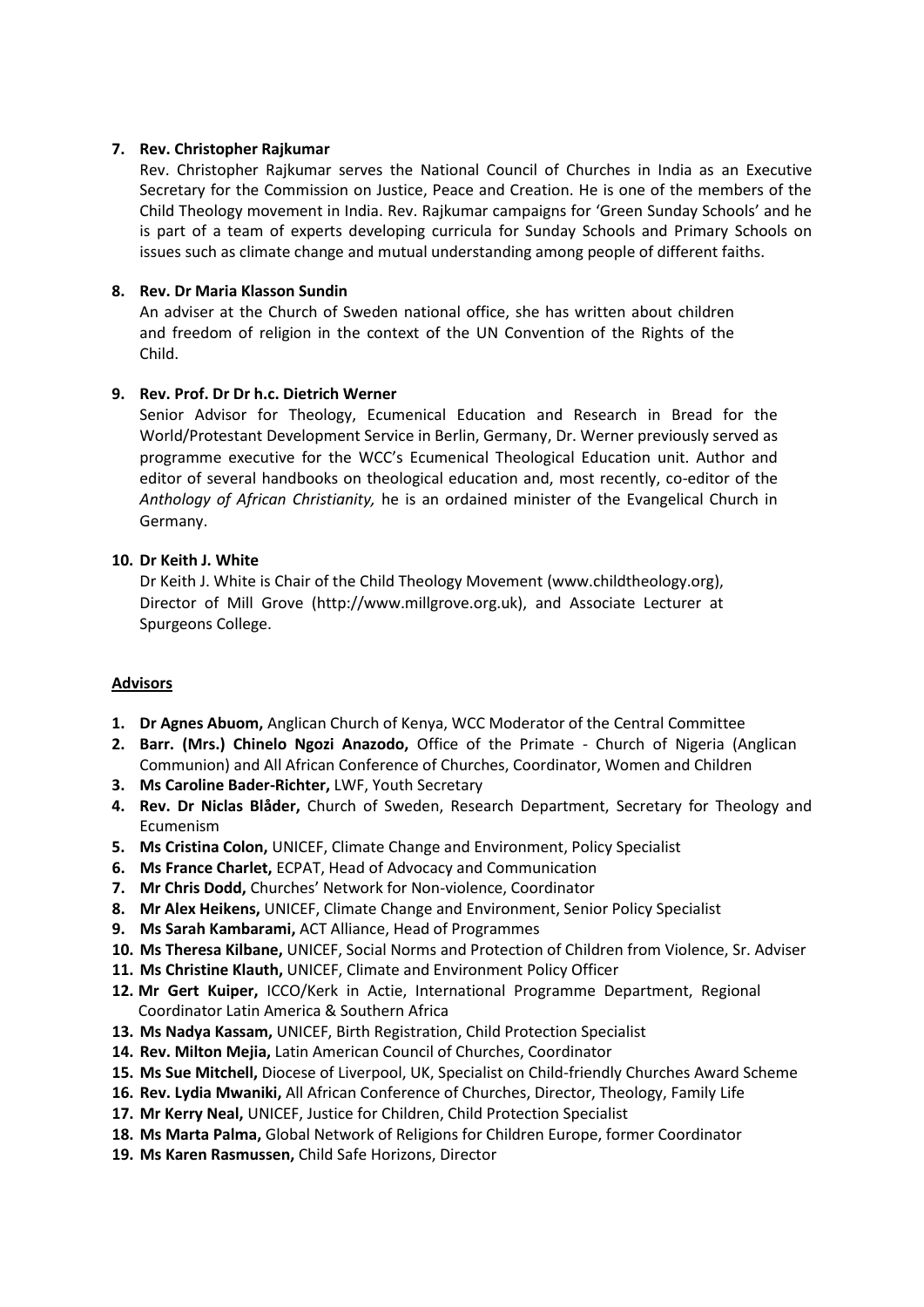**7. Rev. Christopher Rajkumar**

Rev. Christopher Rajkumar serves the National Council of Churches in India as an Executive Secretary for the Commission on Justice, Peace and Creation. He is one of the members of the Child Theology movement in India. Rev. Rajkumar campaigns for 'Green Sunday Schools' and he is part of a team of experts developing curricula for Sunday Schools and Primary Schools on issues such as climate change and mutual understanding among people of different faiths.

**8. Rev. Dr Maria Klasson Sundin**

An adviser at the Church of Sweden national office, she has written about children and freedom of religion in the context of the UN Convention of the Rights of the Child.

**9. Rev. Prof. Dr Dr h.c. Dietrich Werner**

Senior Advisor for Theology, Ecumenical Education and Research in Bread for the World/Protestant Development Service in Berlin, Germany, Dr. Werner previously served as programme executive for the WCC's Ecumenical Theological Education unit. Author and editor of several handbooks on theological education and, most recently, co-editor of the *Anthology of African Christianity,* he is an ordained minister of the Evangelical Church in Germany.

**10. Dr Keith J. White**

Dr Keith J. White is Chair of the Child Theology Movement (www.childtheology.org), Director of Mill Grove (http://www.millgrove.org.uk), and Associate Lecturer at Spurgeons College.

## Advisors

1. **Dr Agnes Abuom,** Anglican Church of Kenya, WCC Moderator of the Central Committee
2. **Barr. (Mrs.) Chinelo Ngozi Anazodo,** Office of the Primate - Church of Nigeria (Anglican Communion) and All African Conference of Churches, Coordinator, Women and Children
3. **Ms Caroline Bader-Richter,** LWF, Youth Secretary
4. **Rev. Dr Niclas Blåder,** Church of Sweden, Research Department, Secretary for Theology and Ecumenism
5. **Ms Cristina Colon,** UNICEF, Climate Change and Environment, Policy Specialist
6. **Ms France Charlet,** ECPAT, Head of Advocacy and Communication
7. **Mr Chris Dodd,** Churches' Network for Non-violence, Coordinator
8. **Mr Alex Heikens,** UNICEF, Climate Change and Environment, Senior Policy Specialist
9. **Ms Sarah Kambarami,** ACT Alliance, Head of Programmes
10. **Ms Theresa Kilbane,** UNICEF, Social Norms and Protection of Children from Violence, Sr. Adviser
11. **Ms Christine Klauth,** UNICEF, Climate and Environment Policy Officer
12. **Mr Gert Kuiper,** ICCO/Kerk in Actie, International Programme Department, Regional Coordinator Latin America & Southern Africa
13. **Ms Nadya Kassam,** UNICEF, Birth Registration, Child Protection Specialist
14. **Rev. Milton Mejia,** Latin American Council of Churches, Coordinator
15. **Ms Sue Mitchell,** Diocese of Liverpool, UK, Specialist on Child-friendly Churches Award Scheme
16. **Rev. Lydia Mwaniki,** All African Conference of Churches, Director, Theology, Family Life
17. **Mr Kerry Neal,** UNICEF, Justice for Children, Child Protection Specialist
18. **Ms Marta Palma,** Global Network of Religions for Children Europe, former Coordinator
19. **Ms Karen Rasmussen,** Child Safe Horizons, Director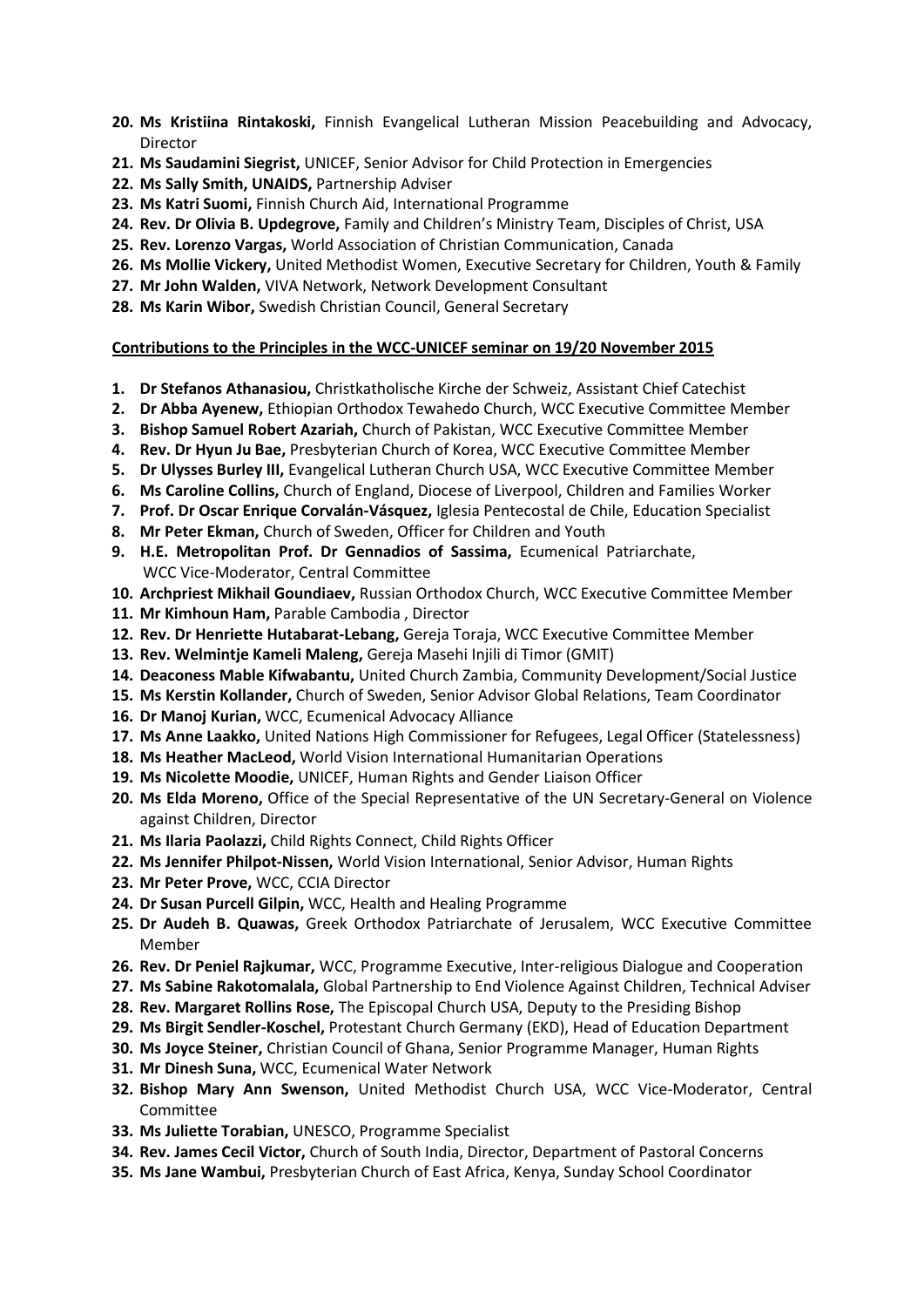20. **Ms Kristiina Rintakoski,** Finnish Evangelical Lutheran Mission Peacebuilding and Advocacy, Director
21. **Ms Saudamini Siegrist,** UNICEF, Senior Advisor for Child Protection in Emergencies
22. **Ms Sally Smith, UNAIDS,** Partnership Adviser
23. **Ms Katri Suomi,** Finnish Church Aid, International Programme
24. **Rev. Dr Olivia B. Updegrove,** Family and Children's Ministry Team, Disciples of Christ, USA
25. **Rev. Lorenzo Vargas,** World Association of Christian Communication, Canada
26. **Ms Mollie Vickery,** United Methodist Women, Executive Secretary for Children, Youth & Family
27. **Mr John Walden,** VIVA Network, Network Development Consultant
28. **Ms Karin Wibor,** Swedish Christian Council, General Secretary

**Contributions to the Principles in the WCC-UNICEF seminar on 19/20 November 2015**

1. **Dr Stefanos Athanasiou,** Christkatholische Kirche der Schweiz, Assistant Chief Catechist
2. **Dr Abba Ayenew,** Ethiopian Orthodox Tewahedo Church, WCC Executive Committee Member
3. **Bishop Samuel Robert Azariah,** Church of Pakistan, WCC Executive Committee Member
4. **Rev. Dr Hyun Ju Bae,** Presbyterian Church of Korea, WCC Executive Committee Member
5. **Dr Ulysses Burley III,** Evangelical Lutheran Church USA, WCC Executive Committee Member
6. **Ms Caroline Collins,** Church of England, Diocese of Liverpool, Children and Families Worker
7. **Prof. Dr Oscar Enrique Corvalán-Vásquez,** Iglesia Pentecostal de Chile, Education Specialist
8. **Mr Peter Ekman,** Church of Sweden, Officer for Children and Youth
9. **H.E. Metropolitan Prof. Dr Gennadios of Sassima,** Ecumenical Patriarchate, WCC Vice-Moderator, Central Committee
10. **Archpriest Mikhail Goundiaev,** Russian Orthodox Church, WCC Executive Committee Member
11. **Mr Kimhoun Ham,** Parable Cambodia , Director
12. **Rev. Dr Henriette Hutabarat-Lebang,** Gereja Toraja, WCC Executive Committee Member
13. **Rev. Welmintje Kameli Maleng,** Gereja Masehi Injili di Timor (GMIT)
14. **Deaconess Mable Kifwabantu,** United Church Zambia, Community Development/Social Justice
15. **Ms Kerstin Kollander,** Church of Sweden, Senior Advisor Global Relations, Team Coordinator
16. **Dr Manoj Kurian,** WCC, Ecumenical Advocacy Alliance
17. **Ms Anne Laakko,** United Nations High Commissioner for Refugees, Legal Officer (Statelessness)
18. **Ms Heather MacLeod,** World Vision International Humanitarian Operations
19. **Ms Nicolette Moodie,** UNICEF, Human Rights and Gender Liaison Officer
20. **Ms Elda Moreno,** Office of the Special Representative of the UN Secretary-General on Violence against Children, Director
21. **Ms Ilaria Paolazzi,** Child Rights Connect, Child Rights Officer
22. **Ms Jennifer Philpot-Nissen,** World Vision International, Senior Advisor, Human Rights
23. **Mr Peter Prove,** WCC, CCIA Director
24. **Dr Susan Purcell Gilpin,** WCC, Health and Healing Programme
25. **Dr Audeh B. Quawas,** Greek Orthodox Patriarchate of Jerusalem, WCC Executive Committee Member
26. **Rev. Dr Peniel Rajkumar,** WCC, Programme Executive, Inter-religious Dialogue and Cooperation
27. **Ms Sabine Rakotomalala,** Global Partnership to End Violence Against Children, Technical Adviser
28. **Rev. Margaret Rollins Rose,** The Episcopal Church USA, Deputy to the Presiding Bishop
29. **Ms Birgit Sendler-Koschel,** Protestant Church Germany (EKD), Head of Education Department
30. **Ms Joyce Steiner,** Christian Council of Ghana, Senior Programme Manager, Human Rights
31. **Mr Dinesh Suna,** WCC, Ecumenical Water Network
32. **Bishop Mary Ann Swenson,** United Methodist Church USA, WCC Vice-Moderator, Central Committee
33. **Ms Juliette Torabian,** UNESCO, Programme Specialist
34. **Rev. James Cecil Victor,** Church of South India, Director, Department of Pastoral Concerns
35. **Ms Jane Wambui,** Presbyterian Church of East Africa, Kenya, Sunday School Coordinator